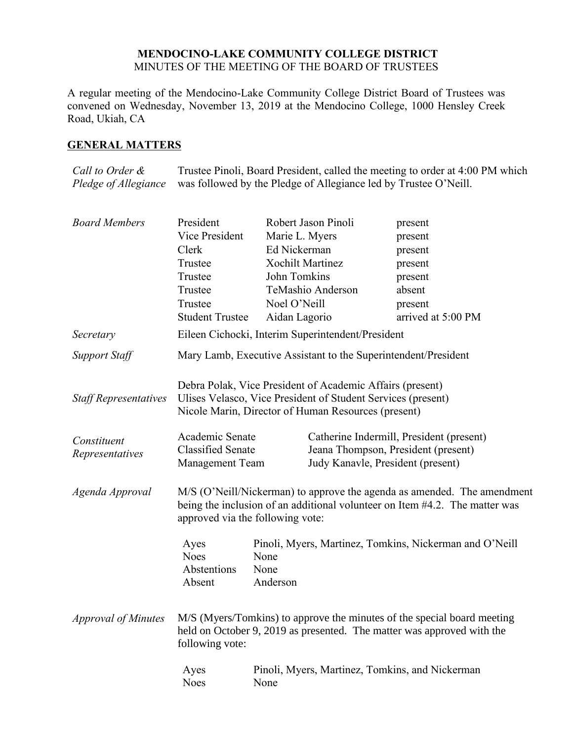# MENDOCINO-LAKE COMMUNITY COLLEGE DISTRICT

MINUTES OF THE MEETING OF THE BOARD OF TRUSTEES

A regular meeting of the Mendocino-Lake Community College District Board of Trustees was convened on Wednesday, November 13, 2019 at the Mendocino College, 1000 Hensley Creek Road, Ukiah, CA

## GENERAL MATTERS

*Call to Order & Pledge of Allegiance*

Trustee Pinoli, Board President, called the meeting to order at 4:00 PM which was followed by the Pledge of Allegiance led by Trustee O'Neill.

*Board Members*

| | | |
|---|---|---|
| President | Robert Jason Pinoli | present |
| Vice President | Marie L. Myers | present |
| Clerk | Ed Nickerman | present |
| Trustee | Xochilt Martinez | present |
| Trustee | John Tomkins | present |
| Trustee | TeMashio Anderson | absent |
| Trustee | Noel O'Neill | present |
| Student Trustee | Aidan Lagorio | arrived at 5:00 PM |

*Secretary*

Eileen Cichocki, Interim Superintendent/President

*Support Staff*

Mary Lamb, Executive Assistant to the Superintendent/President

*Staff Representatives*

Debra Polak, Vice President of Academic Affairs (present)
Ulises Velasco, Vice President of Student Services (present)
Nicole Marin, Director of Human Resources (present)

*Constituent Representatives*

| | |
|---|---|
| Academic Senate | Catherine Indermill, President (present) |
| Classified Senate | Jeana Thompson, President (present) |
| Management Team | Judy Kanavle, President (present) |

*Agenda Approval*

M/S (O'Neill/Nickerman) to approve the agenda as amended. The amendment being the inclusion of an additional volunteer on Item #4.2. The matter was approved via the following vote:

| | |
|---|---|
| Ayes | Pinoli, Myers, Martinez, Tomkins, Nickerman and O'Neill |
| Noes | None |
| Abstentions | None |
| Absent | Anderson |

*Approval of Minutes*

M/S (Myers/Tomkins) to approve the minutes of the special board meeting held on October 9, 2019 as presented. The matter was approved with the following vote:

| | |
|---|---|
| Ayes | Pinoli, Myers, Martinez, Tomkins, and Nickerman |
| Noes | None |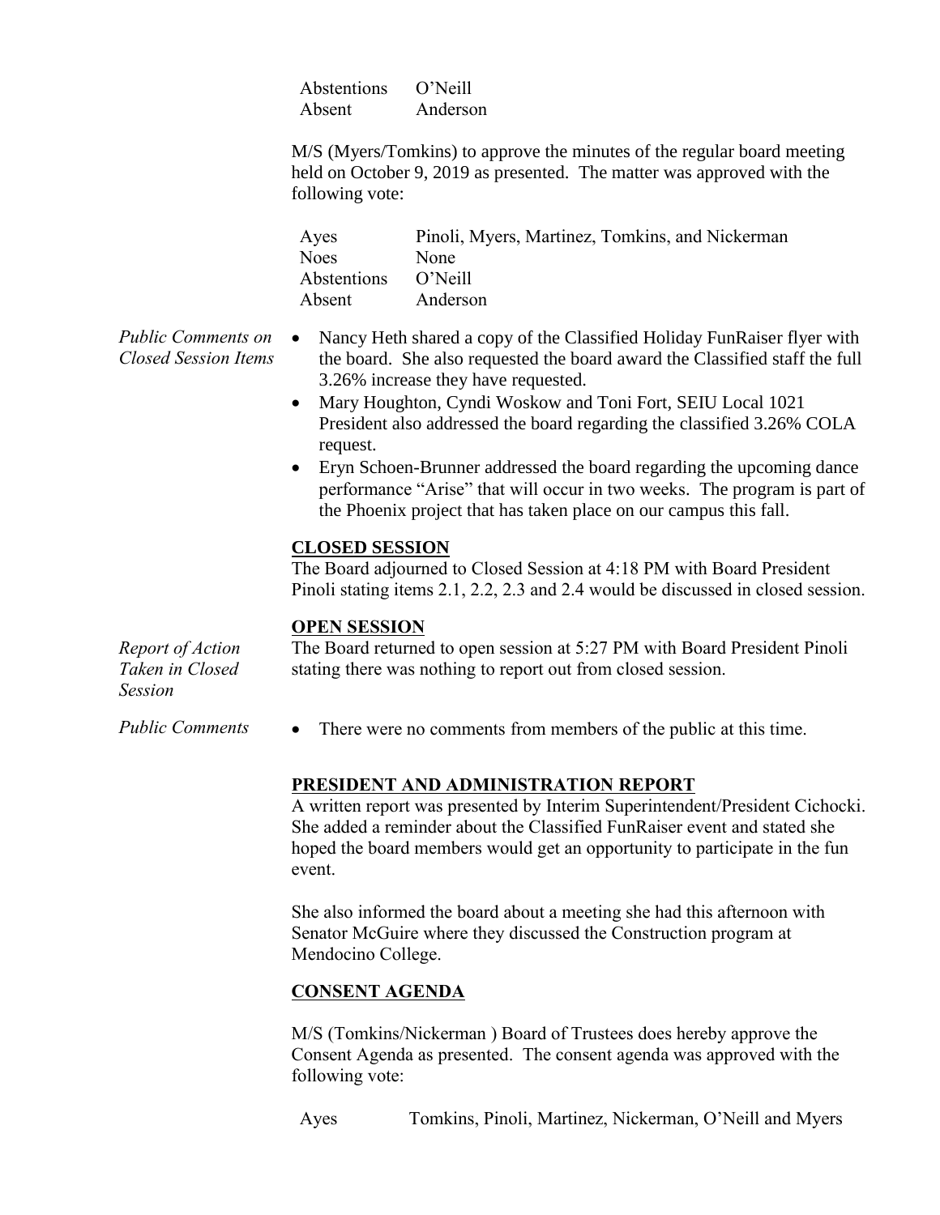| | |
|---|---|
| Abstentions | O'Neill |
| Absent | Anderson |

M/S (Myers/Tomkins) to approve the minutes of the regular board meeting held on October 9, 2019 as presented. The matter was approved with the following vote:

| | |
|---|---|
| Ayes | Pinoli, Myers, Martinez, Tomkins, and Nickerman |
| Noes | None |
| Abstentions | O'Neill |
| Absent | Anderson |

*Public Comments on Closed Session Items*

- Nancy Heth shared a copy of the Classified Holiday FunRaiser flyer with the board. She also requested the board award the Classified staff the full 3.26% increase they have requested.
- Mary Houghton, Cyndi Woskow and Toni Fort, SEIU Local 1021 President also addressed the board regarding the classified 3.26% COLA request.
- Eryn Schoen-Brunner addressed the board regarding the upcoming dance performance "Arise" that will occur in two weeks. The program is part of the Phoenix project that has taken place on our campus this fall.

## CLOSED SESSION

The Board adjourned to Closed Session at 4:18 PM with Board President Pinoli stating items 2.1, 2.2, 2.3 and 2.4 would be discussed in closed session.

## OPEN SESSION

*Report of Action Taken in Closed Session*

The Board returned to open session at 5:27 PM with Board President Pinoli stating there was nothing to report out from closed session.

*Public Comments*

- There were no comments from members of the public at this time.

## PRESIDENT AND ADMINISTRATION REPORT

A written report was presented by Interim Superintendent/President Cichocki. She added a reminder about the Classified FunRaiser event and stated she hoped the board members would get an opportunity to participate in the fun event.

She also informed the board about a meeting she had this afternoon with Senator McGuire where they discussed the Construction program at Mendocino College.

## CONSENT AGENDA

M/S (Tomkins/Nickerman ) Board of Trustees does hereby approve the Consent Agenda as presented. The consent agenda was approved with the following vote:

| | |
|---|---|
| Ayes | Tomkins, Pinoli, Martinez, Nickerman, O'Neill and Myers |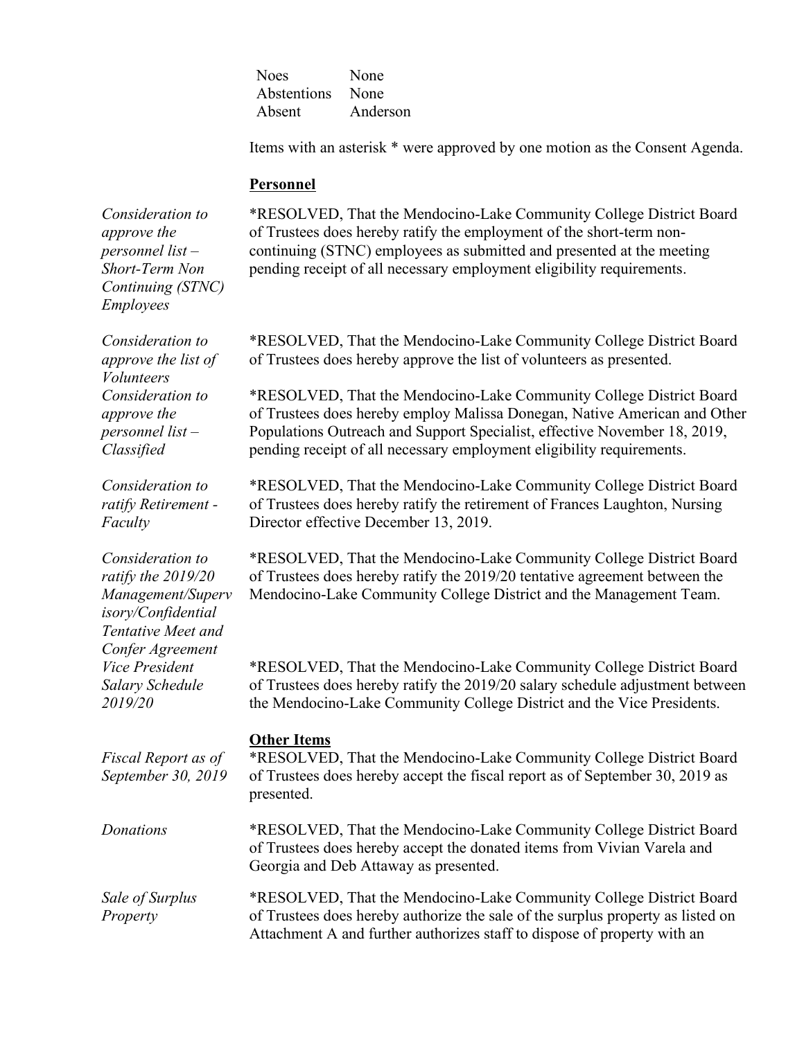| | |
|---|---|
| Noes | None |
| Abstentions | None |
| Absent | Anderson |

Items with an asterisk * were approved by one motion as the Consent Agenda.

**Personnel**

*Consideration to approve the personnel list – Short-Term Non Continuing (STNC) Employees*

*RESOLVED, That the Mendocino-Lake Community College District Board of Trustees does hereby ratify the employment of the short-term non-continuing (STNC) employees as submitted and presented at the meeting pending receipt of all necessary employment eligibility requirements.

*Consideration to approve the list of Volunteers*

*RESOLVED, That the Mendocino-Lake Community College District Board of Trustees does hereby approve the list of volunteers as presented.

*Consideration to approve the personnel list – Classified*

*RESOLVED, That the Mendocino-Lake Community College District Board of Trustees does hereby employ Malissa Donegan, Native American and Other Populations Outreach and Support Specialist, effective November 18, 2019, pending receipt of all necessary employment eligibility requirements.

*Consideration to ratify Retirement - Faculty*

*RESOLVED, That the Mendocino-Lake Community College District Board of Trustees does hereby ratify the retirement of Frances Laughton, Nursing Director effective December 13, 2019.

*Consideration to ratify the 2019/20 Management/Supervisory/Confidential Tentative Meet and Confer Agreement*

*RESOLVED, That the Mendocino-Lake Community College District Board of Trustees does hereby ratify the 2019/20 tentative agreement between the Mendocino-Lake Community College District and the Management Team.

*Vice President Salary Schedule 2019/20*

*RESOLVED, That the Mendocino-Lake Community College District Board of Trustees does hereby ratify the 2019/20 salary schedule adjustment between the Mendocino-Lake Community College District and the Vice Presidents.

**Other Items**

*Fiscal Report as of September 30, 2019*

*RESOLVED, That the Mendocino-Lake Community College District Board of Trustees does hereby accept the fiscal report as of September 30, 2019 as presented.

*Donations*

*RESOLVED, That the Mendocino-Lake Community College District Board of Trustees does hereby accept the donated items from Vivian Varela and Georgia and Deb Attaway as presented.

*Sale of Surplus Property*

*RESOLVED, That the Mendocino-Lake Community College District Board of Trustees does hereby authorize the sale of the surplus property as listed on Attachment A and further authorizes staff to dispose of property with an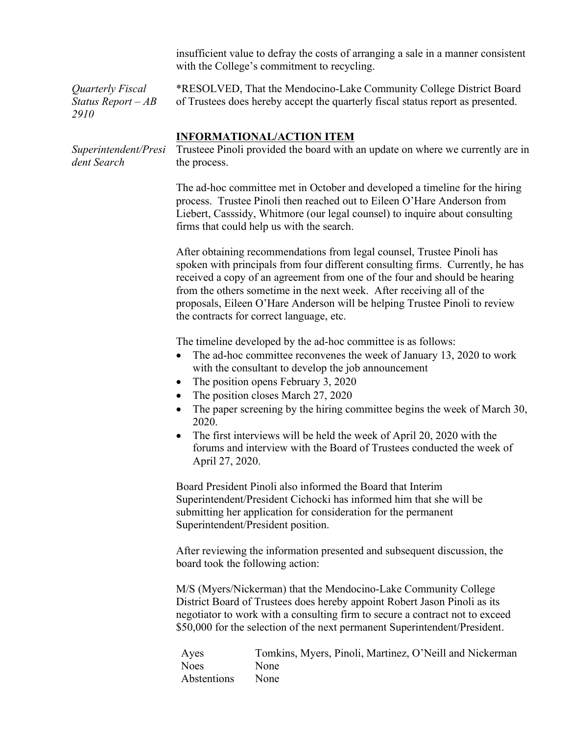insufficient value to defray the costs of arranging a sale in a manner consistent with the College's commitment to recycling.

*Quarterly Fiscal Status Report – AB 2910*

*RESOLVED, That the Mendocino-Lake Community College District Board of Trustees does hereby accept the quarterly fiscal status report as presented.

**INFORMATIONAL/ACTION ITEM**

*Superintendent/President Search*

Trusteee Pinoli provided the board with an update on where we currently are in the process.

The ad-hoc committee met in October and developed a timeline for the hiring process. Trustee Pinoli then reached out to Eileen O'Hare Anderson from Liebert, Casssidy, Whitmore (our legal counsel) to inquire about consulting firms that could help us with the search.

After obtaining recommendations from legal counsel, Trustee Pinoli has spoken with principals from four different consulting firms. Currently, he has received a copy of an agreement from one of the four and should be hearing from the others sometime in the next week. After receiving all of the proposals, Eileen O'Hare Anderson will be helping Trustee Pinoli to review the contracts for correct language, etc.

The timeline developed by the ad-hoc committee is as follows:

- The ad-hoc committee reconvenes the week of January 13, 2020 to work with the consultant to develop the job announcement
- The position opens February 3, 2020
- The position closes March 27, 2020
- The paper screening by the hiring committee begins the week of March 30, 2020.
- The first interviews will be held the week of April 20, 2020 with the forums and interview with the Board of Trustees conducted the week of April 27, 2020.

Board President Pinoli also informed the Board that Interim Superintendent/President Cichocki has informed him that she will be submitting her application for consideration for the permanent Superintendent/President position.

After reviewing the information presented and subsequent discussion, the board took the following action:

M/S (Myers/Nickerman) that the Mendocino-Lake Community College District Board of Trustees does hereby appoint Robert Jason Pinoli as its negotiator to work with a consulting firm to secure a contract not to exceed $50,000 for the selection of the next permanent Superintendent/President.

| | |
|---|---|
| Ayes | Tomkins, Myers, Pinoli, Martinez, O'Neill and Nickerman |
| Noes | None |
| Abstentions | None |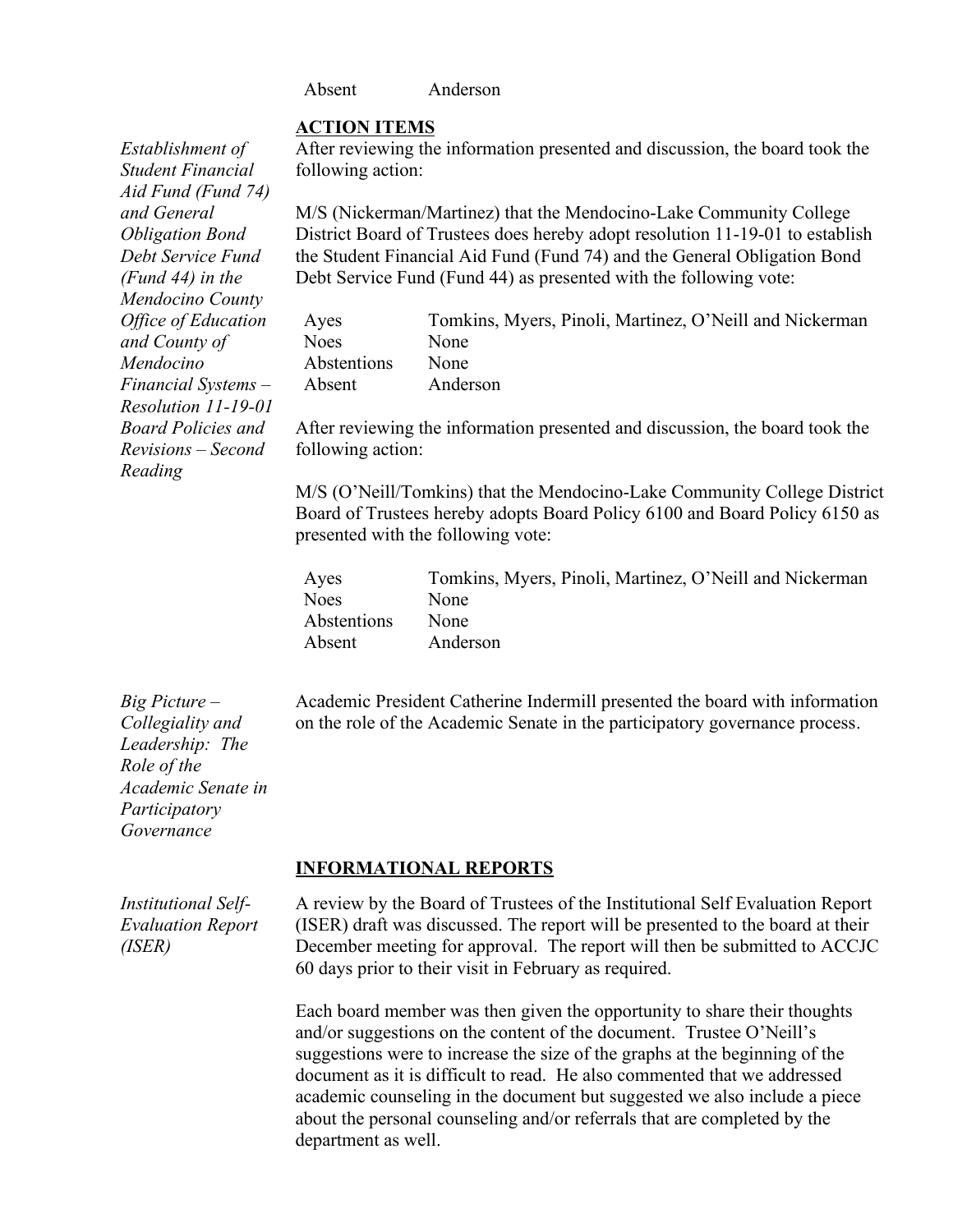| | |
|---|---|
| Absent | Anderson |

## ACTION ITEMS

*Establishment of Student Financial Aid Fund (Fund 74) and General Obligation Bond Debt Service Fund (Fund 44) in the Mendocino County Office of Education and County of Mendocino Financial Systems – Resolution 11-19-01*

After reviewing the information presented and discussion, the board took the following action:

M/S (Nickerman/Martinez) that the Mendocino-Lake Community College District Board of Trustees does hereby adopt resolution 11-19-01 to establish the Student Financial Aid Fund (Fund 74) and the General Obligation Bond Debt Service Fund (Fund 44) as presented with the following vote:

| | |
|---|---|
| Ayes | Tomkins, Myers, Pinoli, Martinez, O'Neill and Nickerman |
| Noes | None |
| Abstentions | None |
| Absent | Anderson |

*Board Policies and Revisions – Second Reading*

After reviewing the information presented and discussion, the board took the following action:

M/S (O'Neill/Tomkins) that the Mendocino-Lake Community College District Board of Trustees hereby adopts Board Policy 6100 and Board Policy 6150 as presented with the following vote:

| | |
|---|---|
| Ayes | Tomkins, Myers, Pinoli, Martinez, O'Neill and Nickerman |
| Noes | None |
| Abstentions | None |
| Absent | Anderson |

*Big Picture – Collegiality and Leadership: The Role of the Academic Senate in Participatory Governance*

Academic President Catherine Indermill presented the board with information on the role of the Academic Senate in the participatory governance process.

## INFORMATIONAL REPORTS

*Institutional Self-Evaluation Report (ISER)*

A review by the Board of Trustees of the Institutional Self Evaluation Report (ISER) draft was discussed. The report will be presented to the board at their December meeting for approval. The report will then be submitted to ACCJC 60 days prior to their visit in February as required.

Each board member was then given the opportunity to share their thoughts and/or suggestions on the content of the document. Trustee O'Neill's suggestions were to increase the size of the graphs at the beginning of the document as it is difficult to read. He also commented that we addressed academic counseling in the document but suggested we also include a piece about the personal counseling and/or referrals that are completed by the department as well.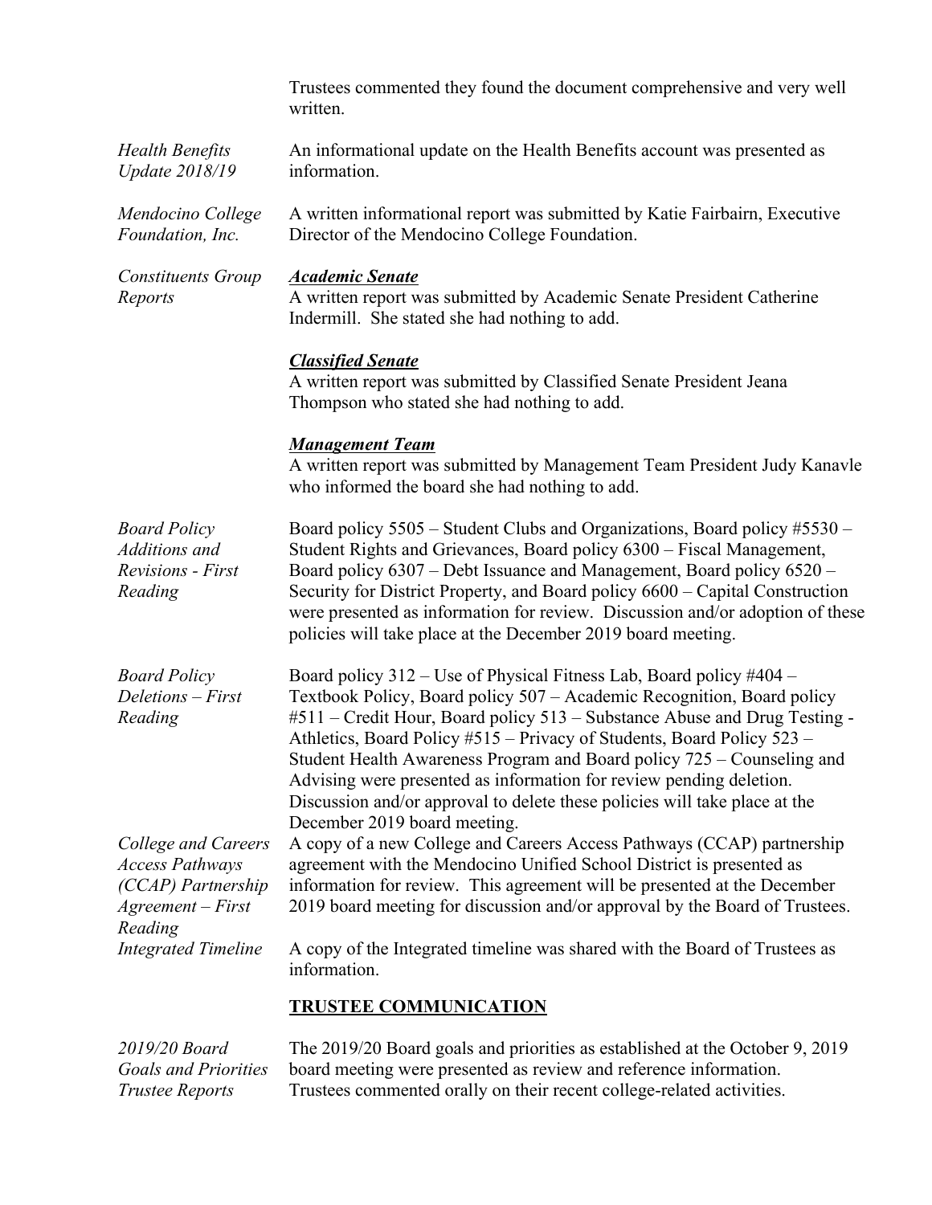Trustees commented they found the document comprehensive and very well written.

*Health Benefits Update 2018/19*

An informational update on the Health Benefits account was presented as information.

*Mendocino College Foundation, Inc.*

A written informational report was submitted by Katie Fairbairn, Executive Director of the Mendocino College Foundation.

*Constituents Group Reports*

***Academic Senate***

A written report was submitted by Academic Senate President Catherine Indermill. She stated she had nothing to add.

***Classified Senate***

A written report was submitted by Classified Senate President Jeana Thompson who stated she had nothing to add.

***Management Team***

A written report was submitted by Management Team President Judy Kanavle who informed the board she had nothing to add.

*Board Policy Additions and Revisions - First Reading*

Board policy 5505 – Student Clubs and Organizations, Board policy #5530 – Student Rights and Grievances, Board policy 6300 – Fiscal Management, Board policy 6307 – Debt Issuance and Management, Board policy 6520 – Security for District Property, and Board policy 6600 – Capital Construction were presented as information for review. Discussion and/or adoption of these policies will take place at the December 2019 board meeting.

*Board Policy Deletions – First Reading*

Board policy 312 – Use of Physical Fitness Lab, Board policy #404 – Textbook Policy, Board policy 507 – Academic Recognition, Board policy #511 – Credit Hour, Board policy 513 – Substance Abuse and Drug Testing - Athletics, Board Policy #515 – Privacy of Students, Board Policy 523 – Student Health Awareness Program and Board policy 725 – Counseling and Advising were presented as information for review pending deletion. Discussion and/or approval to delete these policies will take place at the December 2019 board meeting.

*College and Careers Access Pathways (CCAP) Partnership Agreement – First Reading*

A copy of a new College and Careers Access Pathways (CCAP) partnership agreement with the Mendocino Unified School District is presented as information for review. This agreement will be presented at the December 2019 board meeting for discussion and/or approval by the Board of Trustees.

*Integrated Timeline*

A copy of the Integrated timeline was shared with the Board of Trustees as information.

## TRUSTEE COMMUNICATION

*2019/20 Board Goals and Priorities*

The 2019/20 Board goals and priorities as established at the October 9, 2019 board meeting were presented as review and reference information.

*Trustee Reports*

Trustees commented orally on their recent college-related activities.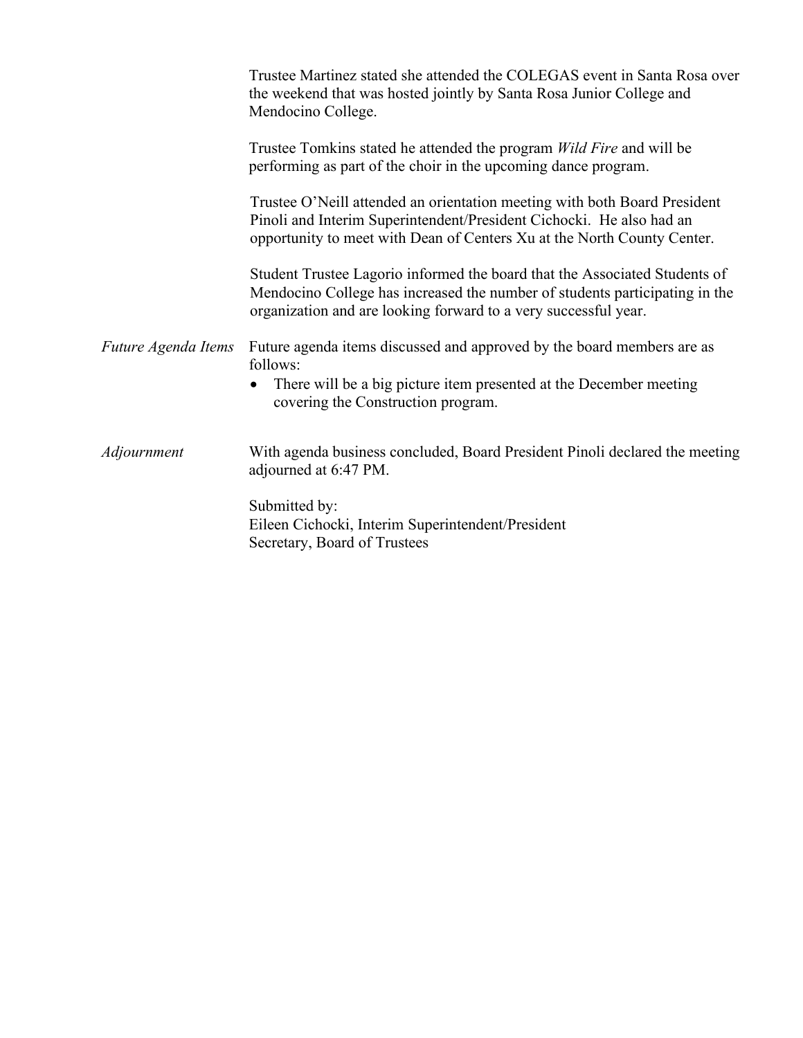Trustee Martinez stated she attended the COLEGAS event in Santa Rosa over the weekend that was hosted jointly by Santa Rosa Junior College and Mendocino College.

Trustee Tomkins stated he attended the program *Wild Fire* and will be performing as part of the choir in the upcoming dance program.

Trustee O'Neill attended an orientation meeting with both Board President Pinoli and Interim Superintendent/President Cichocki. He also had an opportunity to meet with Dean of Centers Xu at the North County Center.

Student Trustee Lagorio informed the board that the Associated Students of Mendocino College has increased the number of students participating in the organization and are looking forward to a very successful year.

*Future Agenda Items*

Future agenda items discussed and approved by the board members are as follows:

- There will be a big picture item presented at the December meeting covering the Construction program.

*Adjournment*

With agenda business concluded, Board President Pinoli declared the meeting adjourned at 6:47 PM.

Submitted by:
Eileen Cichocki, Interim Superintendent/President
Secretary, Board of Trustees